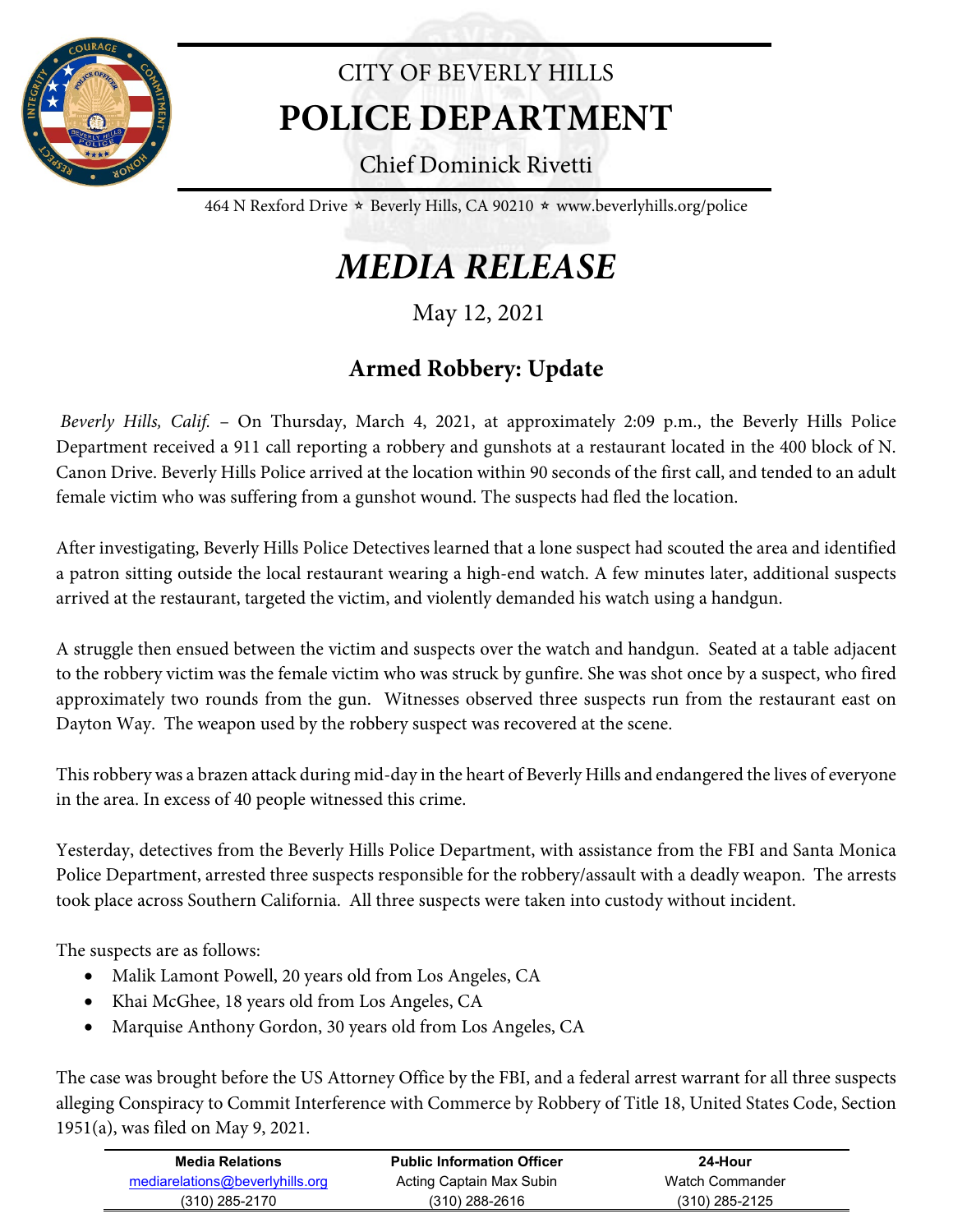CITY OF BEVERLY HILLS

# POLICE DEPARTMENT

Chief Dominick Rivetti

464 N Rexford Drive ⭑ Beverly Hills, CA 90210 ⭑ www.beverlyhills.org/police

# *MEDIA RELEASE*

May 12, 2021

## Armed Robbery: Update

*Beverly Hills, Calif.* – On Thursday, March 4, 2021, at approximately 2:09 p.m., the Beverly Hills Police Department received a 911 call reporting a robbery and gunshots at a restaurant located in the 400 block of N. Canon Drive. Beverly Hills Police arrived at the location within 90 seconds of the first call, and tended to an adult female victim who was suffering from a gunshot wound. The suspects had fled the location.

After investigating, Beverly Hills Police Detectives learned that a lone suspect had scouted the area and identified a patron sitting outside the local restaurant wearing a high-end watch. A few minutes later, additional suspects arrived at the restaurant, targeted the victim, and violently demanded his watch using a handgun.

A struggle then ensued between the victim and suspects over the watch and handgun. Seated at a table adjacent to the robbery victim was the female victim who was struck by gunfire. She was shot once by a suspect, who fired approximately two rounds from the gun. Witnesses observed three suspects run from the restaurant east on Dayton Way. The weapon used by the robbery suspect was recovered at the scene.

This robbery was a brazen attack during mid-day in the heart of Beverly Hills and endangered the lives of everyone in the area. In excess of 40 people witnessed this crime.

Yesterday, detectives from the Beverly Hills Police Department, with assistance from the FBI and Santa Monica Police Department, arrested three suspects responsible for the robbery/assault with a deadly weapon. The arrests took place across Southern California. All three suspects were taken into custody without incident.

The suspects are as follows:

- Malik Lamont Powell, 20 years old from Los Angeles, CA
- Khai McGhee, 18 years old from Los Angeles, CA
- Marquise Anthony Gordon, 30 years old from Los Angeles, CA

The case was brought before the US Attorney Office by the FBI, and a federal arrest warrant for all three suspects alleging Conspiracy to Commit Interference with Commerce by Robbery of Title 18, United States Code, Section 1951(a), was filed on May 9, 2021.

| Media Relations | Public Information Officer | 24-Hour |
|---|---|---|
| mediarelations@beverlyhills.org | Acting Captain Max Subin | Watch Commander |
| (310) 285-2170 | (310) 288-2616 | (310) 285-2125 |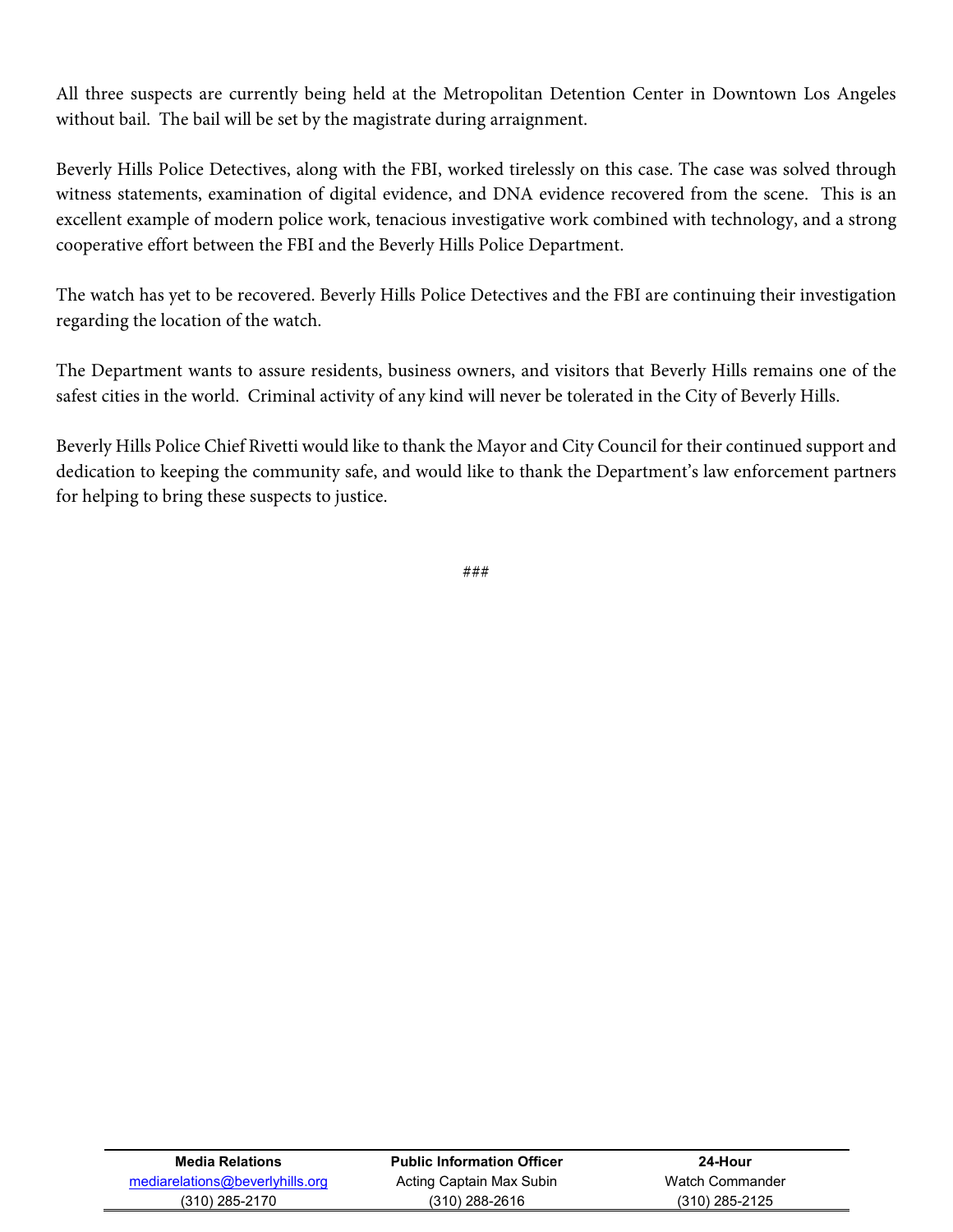All three suspects are currently being held at the Metropolitan Detention Center in Downtown Los Angeles without bail. The bail will be set by the magistrate during arraignment.

Beverly Hills Police Detectives, along with the FBI, worked tirelessly on this case. The case was solved through witness statements, examination of digital evidence, and DNA evidence recovered from the scene. This is an excellent example of modern police work, tenacious investigative work combined with technology, and a strong cooperative effort between the FBI and the Beverly Hills Police Department.

The watch has yet to be recovered. Beverly Hills Police Detectives and the FBI are continuing their investigation regarding the location of the watch.

The Department wants to assure residents, business owners, and visitors that Beverly Hills remains one of the safest cities in the world. Criminal activity of any kind will never be tolerated in the City of Beverly Hills.

Beverly Hills Police Chief Rivetti would like to thank the Mayor and City Council for their continued support and dedication to keeping the community safe, and would like to thank the Department's law enforcement partners for helping to bring these suspects to justice.

###

| Media Relations | Public Information Officer | 24-Hour |
|---|---|---|
| mediarelations@beverlyhills.org | Acting Captain Max Subin | Watch Commander |
| (310) 285-2170 | (310) 288-2616 | (310) 285-2125 |